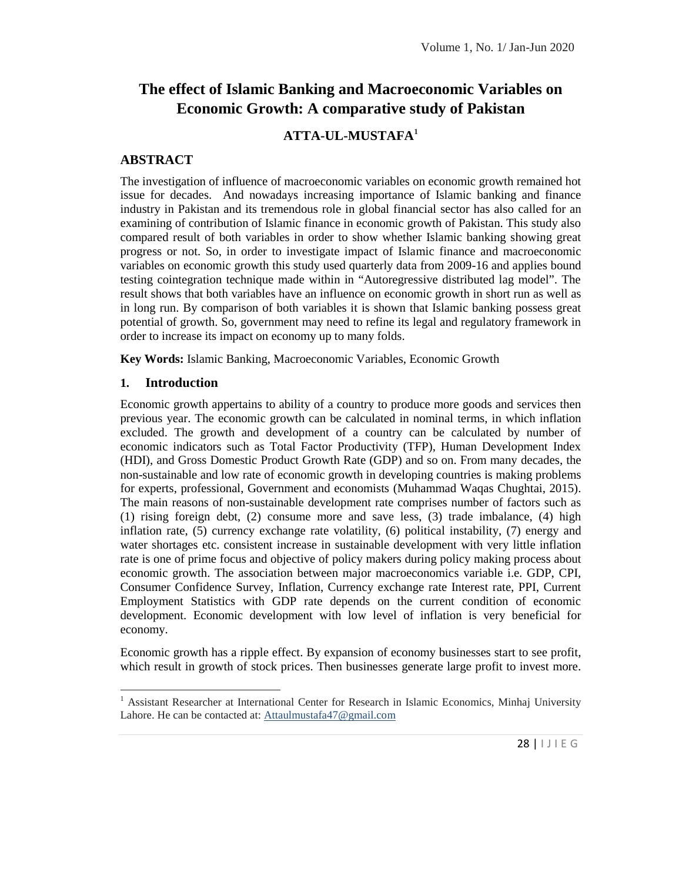# The effect of Islamic Banking and Macroeconomic Variables on Economic Growth: A comparative study of Pakistan

**ATTA-UL-MUSTAFA**[1]

## ABSTRACT

The investigation of influence of macroeconomic variables on economic growth remained hot issue for decades. And nowadays increasing importance of Islamic banking and finance industry in Pakistan and its tremendous role in global financial sector has also called for an examining of contribution of Islamic finance in economic growth of Pakistan. This study also compared result of both variables in order to show whether Islamic banking showing great progress or not. So, in order to investigate impact of Islamic finance and macroeconomic variables on economic growth this study used quarterly data from 2009-16 and applies bound testing cointegration technique made within in "Autoregressive distributed lag model". The result shows that both variables have an influence on economic growth in short run as well as in long run. By comparison of both variables it is shown that Islamic banking possess great potential of growth. So, government may need to refine its legal and regulatory framework in order to increase its impact on economy up to many folds.

**Key Words:** Islamic Banking, Macroeconomic Variables, Economic Growth

## 1. Introduction

Economic growth appertains to ability of a country to produce more goods and services then previous year. The economic growth can be calculated in nominal terms, in which inflation excluded. The growth and development of a country can be calculated by number of economic indicators such as Total Factor Productivity (TFP), Human Development Index (HDI), and Gross Domestic Product Growth Rate (GDP) and so on. From many decades, the non-sustainable and low rate of economic growth in developing countries is making problems for experts, professional, Government and economists (Muhammad Waqas Chughtai, 2015). The main reasons of non-sustainable development rate comprises number of factors such as (1) rising foreign debt, (2) consume more and save less, (3) trade imbalance, (4) high inflation rate, (5) currency exchange rate volatility, (6) political instability, (7) energy and water shortages etc. consistent increase in sustainable development with very little inflation rate is one of prime focus and objective of policy makers during policy making process about economic growth. The association between major macroeconomics variable i.e. GDP, CPI, Consumer Confidence Survey, Inflation, Currency exchange rate Interest rate, PPI, Current Employment Statistics with GDP rate depends on the current condition of economic development. Economic development with low level of inflation is very beneficial for economy.

Economic growth has a ripple effect. By expansion of economy businesses start to see profit, which result in growth of stock prices. Then businesses generate large profit to invest more.

[1] Assistant Researcher at International Center for Research in Islamic Economics, Minhaj University Lahore. He can be contacted at: Attaulmustafa47@gmail.com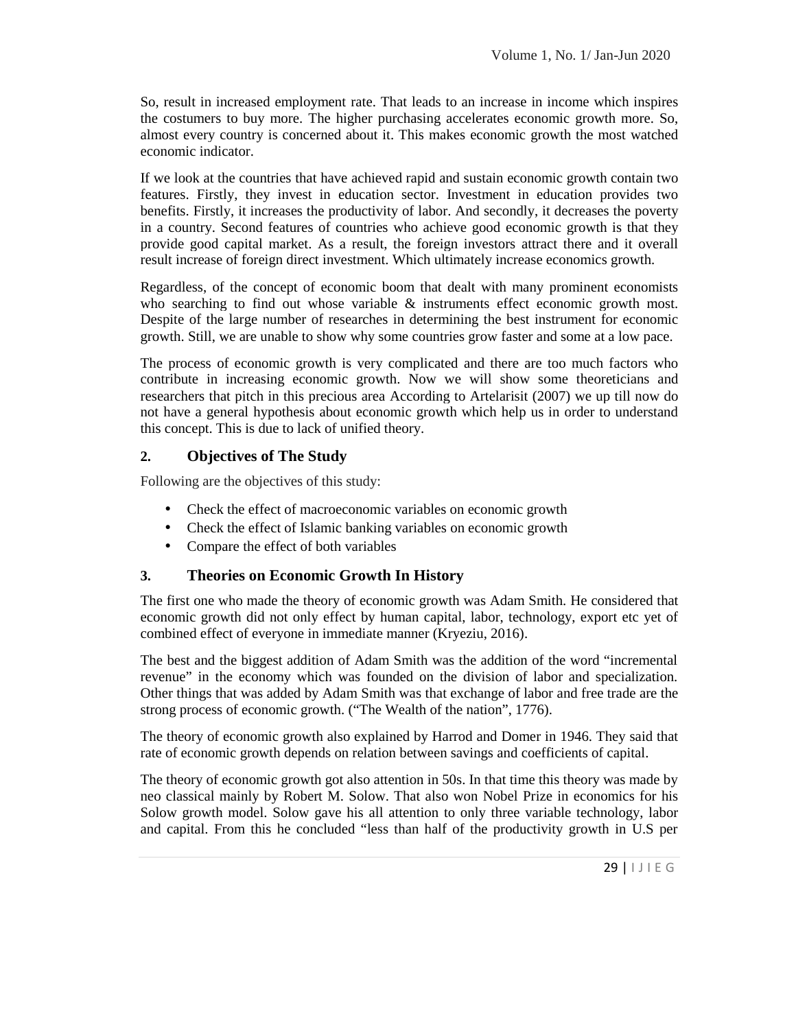So, result in increased employment rate. That leads to an increase in income which inspires the costumers to buy more. The higher purchasing accelerates economic growth more. So, almost every country is concerned about it. This makes economic growth the most watched economic indicator.

If we look at the countries that have achieved rapid and sustain economic growth contain two features. Firstly, they invest in education sector. Investment in education provides two benefits. Firstly, it increases the productivity of labor. And secondly, it decreases the poverty in a country. Second features of countries who achieve good economic growth is that they provide good capital market. As a result, the foreign investors attract there and it overall result increase of foreign direct investment. Which ultimately increase economics growth.

Regardless, of the concept of economic boom that dealt with many prominent economists who searching to find out whose variable & instruments effect economic growth most. Despite of the large number of researches in determining the best instrument for economic growth. Still, we are unable to show why some countries grow faster and some at a low pace.

The process of economic growth is very complicated and there are too much factors who contribute in increasing economic growth. Now we will show some theoreticians and researchers that pitch in this precious area According to Artelarisit (2007) we up till now do not have a general hypothesis about economic growth which help us in order to understand this concept. This is due to lack of unified theory.

## 2. Objectives of The Study

Following are the objectives of this study:

- Check the effect of macroeconomic variables on economic growth
- Check the effect of Islamic banking variables on economic growth
- Compare the effect of both variables

## 3. Theories on Economic Growth In History

The first one who made the theory of economic growth was Adam Smith. He considered that economic growth did not only effect by human capital, labor, technology, export etc yet of combined effect of everyone in immediate manner (Kryeziu, 2016).

The best and the biggest addition of Adam Smith was the addition of the word "incremental revenue" in the economy which was founded on the division of labor and specialization. Other things that was added by Adam Smith was that exchange of labor and free trade are the strong process of economic growth. ("The Wealth of the nation", 1776).

The theory of economic growth also explained by Harrod and Domer in 1946. They said that rate of economic growth depends on relation between savings and coefficients of capital.

The theory of economic growth got also attention in 50s. In that time this theory was made by neo classical mainly by Robert M. Solow. That also won Nobel Prize in economics for his Solow growth model. Solow gave his all attention to only three variable technology, labor and capital. From this he concluded "less than half of the productivity growth in U.S per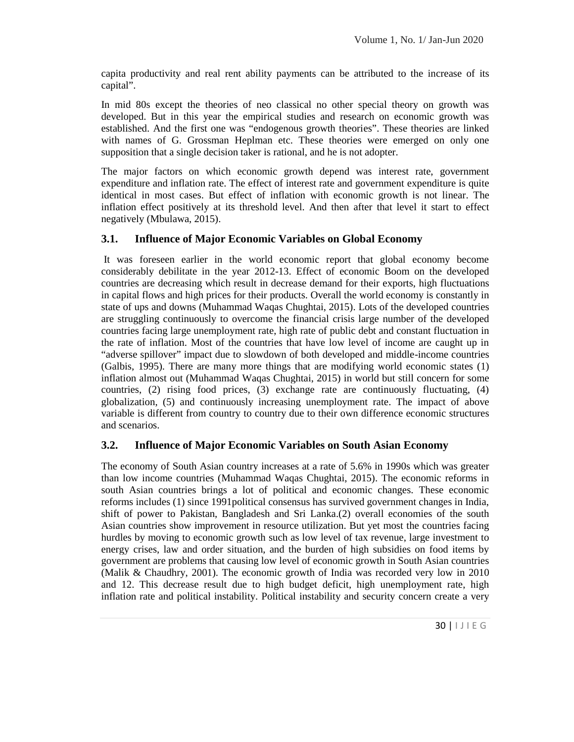capita productivity and real rent ability payments can be attributed to the increase of its capital".

In mid 80s except the theories of neo classical no other special theory on growth was developed. But in this year the empirical studies and research on economic growth was established. And the first one was "endogenous growth theories". These theories are linked with names of G. Grossman Heplman etc. These theories were emerged on only one supposition that a single decision taker is rational, and he is not adopter.

The major factors on which economic growth depend was interest rate, government expenditure and inflation rate. The effect of interest rate and government expenditure is quite identical in most cases. But effect of inflation with economic growth is not linear. The inflation effect positively at its threshold level. And then after that level it start to effect negatively (Mbulawa, 2015).

### 3.1. Influence of Major Economic Variables on Global Economy

It was foreseen earlier in the world economic report that global economy become considerably debilitate in the year 2012-13. Effect of economic Boom on the developed countries are decreasing which result in decrease demand for their exports, high fluctuations in capital flows and high prices for their products. Overall the world economy is constantly in state of ups and downs (Muhammad Waqas Chughtai, 2015). Lots of the developed countries are struggling continuously to overcome the financial crisis large number of the developed countries facing large unemployment rate, high rate of public debt and constant fluctuation in the rate of inflation. Most of the countries that have low level of income are caught up in "adverse spillover" impact due to slowdown of both developed and middle-income countries (Galbis, 1995). There are many more things that are modifying world economic states (1) inflation almost out (Muhammad Waqas Chughtai, 2015) in world but still concern for some countries, (2) rising food prices, (3) exchange rate are continuously fluctuating, (4) globalization, (5) and continuously increasing unemployment rate. The impact of above variable is different from country to country due to their own difference economic structures and scenarios.

### 3.2. Influence of Major Economic Variables on South Asian Economy

The economy of South Asian country increases at a rate of 5.6% in 1990s which was greater than low income countries (Muhammad Waqas Chughtai, 2015). The economic reforms in south Asian countries brings a lot of political and economic changes. These economic reforms includes (1) since 1991political consensus has survived government changes in India, shift of power to Pakistan, Bangladesh and Sri Lanka.(2) overall economies of the south Asian countries show improvement in resource utilization. But yet most the countries facing hurdles by moving to economic growth such as low level of tax revenue, large investment to energy crises, law and order situation, and the burden of high subsidies on food items by government are problems that causing low level of economic growth in South Asian countries (Malik & Chaudhry, 2001). The economic growth of India was recorded very low in 2010 and 12. This decrease result due to high budget deficit, high unemployment rate, high inflation rate and political instability. Political instability and security concern create a very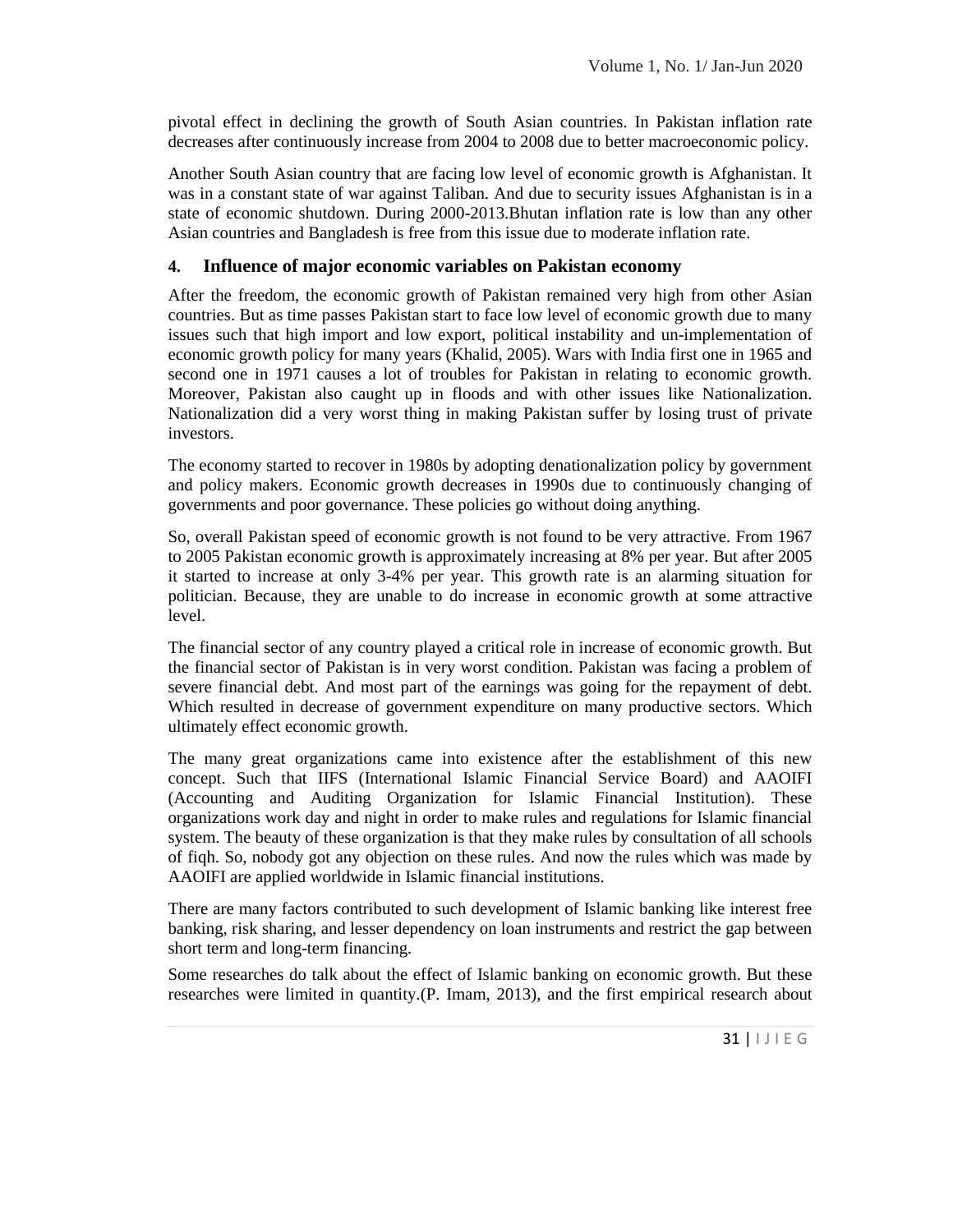pivotal effect in declining the growth of South Asian countries. In Pakistan inflation rate decreases after continuously increase from 2004 to 2008 due to better macroeconomic policy.

Another South Asian country that are facing low level of economic growth is Afghanistan. It was in a constant state of war against Taliban. And due to security issues Afghanistan is in a state of economic shutdown. During 2000-2013.Bhutan inflation rate is low than any other Asian countries and Bangladesh is free from this issue due to moderate inflation rate.

## 4. Influence of major economic variables on Pakistan economy

After the freedom, the economic growth of Pakistan remained very high from other Asian countries. But as time passes Pakistan start to face low level of economic growth due to many issues such that high import and low export, political instability and un-implementation of economic growth policy for many years (Khalid, 2005). Wars with India first one in 1965 and second one in 1971 causes a lot of troubles for Pakistan in relating to economic growth. Moreover, Pakistan also caught up in floods and with other issues like Nationalization. Nationalization did a very worst thing in making Pakistan suffer by losing trust of private investors.

The economy started to recover in 1980s by adopting denationalization policy by government and policy makers. Economic growth decreases in 1990s due to continuously changing of governments and poor governance. These policies go without doing anything.

So, overall Pakistan speed of economic growth is not found to be very attractive. From 1967 to 2005 Pakistan economic growth is approximately increasing at 8% per year. But after 2005 it started to increase at only 3-4% per year. This growth rate is an alarming situation for politician. Because, they are unable to do increase in economic growth at some attractive level.

The financial sector of any country played a critical role in increase of economic growth. But the financial sector of Pakistan is in very worst condition. Pakistan was facing a problem of severe financial debt. And most part of the earnings was going for the repayment of debt. Which resulted in decrease of government expenditure on many productive sectors. Which ultimately effect economic growth.

The many great organizations came into existence after the establishment of this new concept. Such that IIFS (International Islamic Financial Service Board) and AAOIFI (Accounting and Auditing Organization for Islamic Financial Institution). These organizations work day and night in order to make rules and regulations for Islamic financial system. The beauty of these organization is that they make rules by consultation of all schools of fiqh. So, nobody got any objection on these rules. And now the rules which was made by AAOIFI are applied worldwide in Islamic financial institutions.

There are many factors contributed to such development of Islamic banking like interest free banking, risk sharing, and lesser dependency on loan instruments and restrict the gap between short term and long-term financing.

Some researches do talk about the effect of Islamic banking on economic growth. But these researches were limited in quantity.(P. Imam, 2013), and the first empirical research about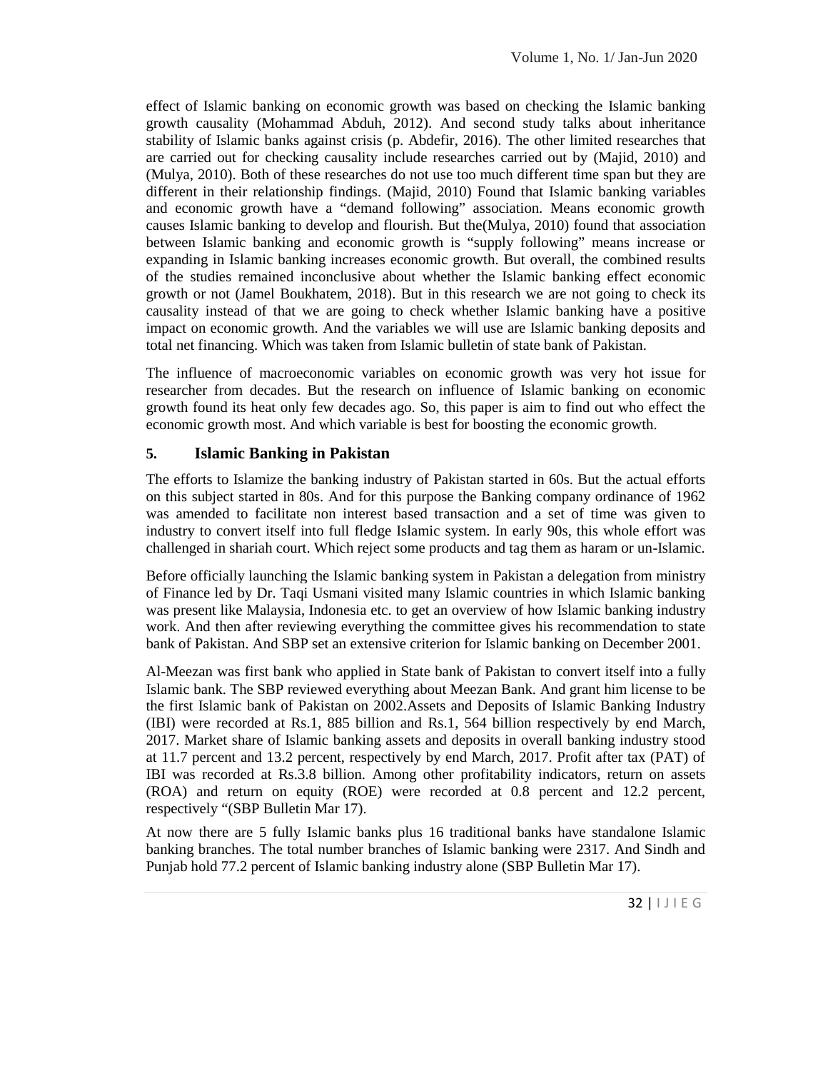effect of Islamic banking on economic growth was based on checking the Islamic banking growth causality (Mohammad Abduh, 2012). And second study talks about inheritance stability of Islamic banks against crisis (p. Abdefir, 2016). The other limited researches that are carried out for checking causality include researches carried out by (Majid, 2010) and (Mulya, 2010). Both of these researches do not use too much different time span but they are different in their relationship findings. (Majid, 2010) Found that Islamic banking variables and economic growth have a "demand following" association. Means economic growth causes Islamic banking to develop and flourish. But the(Mulya, 2010) found that association between Islamic banking and economic growth is "supply following" means increase or expanding in Islamic banking increases economic growth. But overall, the combined results of the studies remained inconclusive about whether the Islamic banking effect economic growth or not (Jamel Boukhatem, 2018). But in this research we are not going to check its causality instead of that we are going to check whether Islamic banking have a positive impact on economic growth. And the variables we will use are Islamic banking deposits and total net financing. Which was taken from Islamic bulletin of state bank of Pakistan.

The influence of macroeconomic variables on economic growth was very hot issue for researcher from decades. But the research on influence of Islamic banking on economic growth found its heat only few decades ago. So, this paper is aim to find out who effect the economic growth most. And which variable is best for boosting the economic growth.

## 5. Islamic Banking in Pakistan

The efforts to Islamize the banking industry of Pakistan started in 60s. But the actual efforts on this subject started in 80s. And for this purpose the Banking company ordinance of 1962 was amended to facilitate non interest based transaction and a set of time was given to industry to convert itself into full fledge Islamic system. In early 90s, this whole effort was challenged in shariah court. Which reject some products and tag them as haram or un-Islamic.

Before officially launching the Islamic banking system in Pakistan a delegation from ministry of Finance led by Dr. Taqi Usmani visited many Islamic countries in which Islamic banking was present like Malaysia, Indonesia etc. to get an overview of how Islamic banking industry work. And then after reviewing everything the committee gives his recommendation to state bank of Pakistan. And SBP set an extensive criterion for Islamic banking on December 2001.

Al-Meezan was first bank who applied in State bank of Pakistan to convert itself into a fully Islamic bank. The SBP reviewed everything about Meezan Bank. And grant him license to be the first Islamic bank of Pakistan on 2002.Assets and Deposits of Islamic Banking Industry (IBI) were recorded at Rs.1, 885 billion and Rs.1, 564 billion respectively by end March, 2017. Market share of Islamic banking assets and deposits in overall banking industry stood at 11.7 percent and 13.2 percent, respectively by end March, 2017. Profit after tax (PAT) of IBI was recorded at Rs.3.8 billion. Among other profitability indicators, return on assets (ROA) and return on equity (ROE) were recorded at 0.8 percent and 12.2 percent, respectively "(SBP Bulletin Mar 17).

At now there are 5 fully Islamic banks plus 16 traditional banks have standalone Islamic banking branches. The total number branches of Islamic banking were 2317. And Sindh and Punjab hold 77.2 percent of Islamic banking industry alone (SBP Bulletin Mar 17).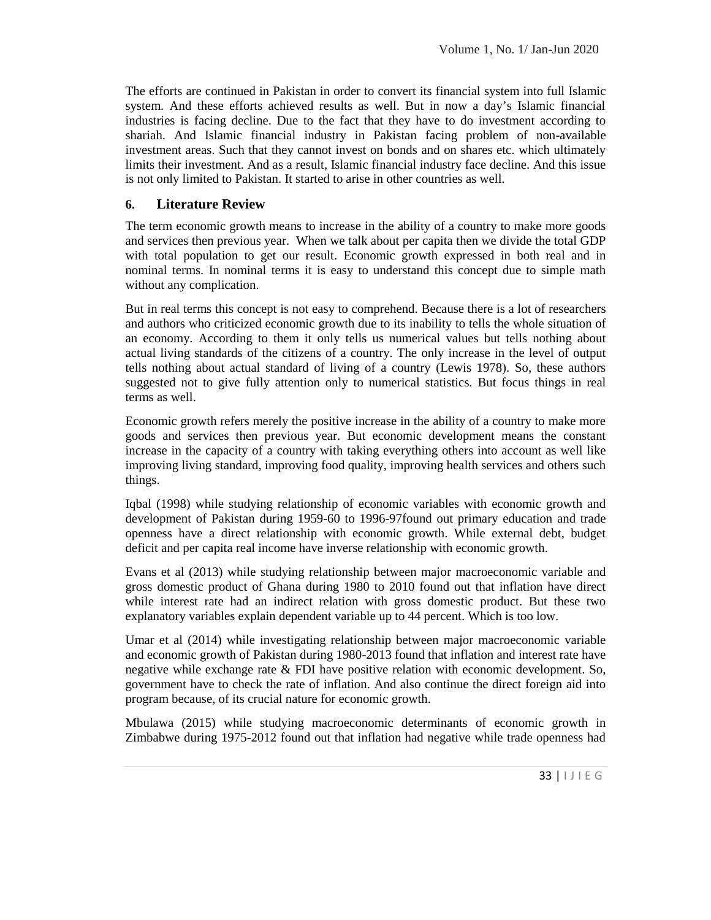The efforts are continued in Pakistan in order to convert its financial system into full Islamic system. And these efforts achieved results as well. But in now a day's Islamic financial industries is facing decline. Due to the fact that they have to do investment according to shariah. And Islamic financial industry in Pakistan facing problem of non-available investment areas. Such that they cannot invest on bonds and on shares etc. which ultimately limits their investment. And as a result, Islamic financial industry face decline. And this issue is not only limited to Pakistan. It started to arise in other countries as well.

## 6. Literature Review

The term economic growth means to increase in the ability of a country to make more goods and services then previous year. When we talk about per capita then we divide the total GDP with total population to get our result. Economic growth expressed in both real and in nominal terms. In nominal terms it is easy to understand this concept due to simple math without any complication.

But in real terms this concept is not easy to comprehend. Because there is a lot of researchers and authors who criticized economic growth due to its inability to tells the whole situation of an economy. According to them it only tells us numerical values but tells nothing about actual living standards of the citizens of a country. The only increase in the level of output tells nothing about actual standard of living of a country (Lewis 1978). So, these authors suggested not to give fully attention only to numerical statistics. But focus things in real terms as well.

Economic growth refers merely the positive increase in the ability of a country to make more goods and services then previous year. But economic development means the constant increase in the capacity of a country with taking everything others into account as well like improving living standard, improving food quality, improving health services and others such things.

Iqbal (1998) while studying relationship of economic variables with economic growth and development of Pakistan during 1959-60 to 1996-97found out primary education and trade openness have a direct relationship with economic growth. While external debt, budget deficit and per capita real income have inverse relationship with economic growth.

Evans et al (2013) while studying relationship between major macroeconomic variable and gross domestic product of Ghana during 1980 to 2010 found out that inflation have direct while interest rate had an indirect relation with gross domestic product. But these two explanatory variables explain dependent variable up to 44 percent. Which is too low.

Umar et al (2014) while investigating relationship between major macroeconomic variable and economic growth of Pakistan during 1980-2013 found that inflation and interest rate have negative while exchange rate & FDI have positive relation with economic development. So, government have to check the rate of inflation. And also continue the direct foreign aid into program because, of its crucial nature for economic growth.

Mbulawa (2015) while studying macroeconomic determinants of economic growth in Zimbabwe during 1975-2012 found out that inflation had negative while trade openness had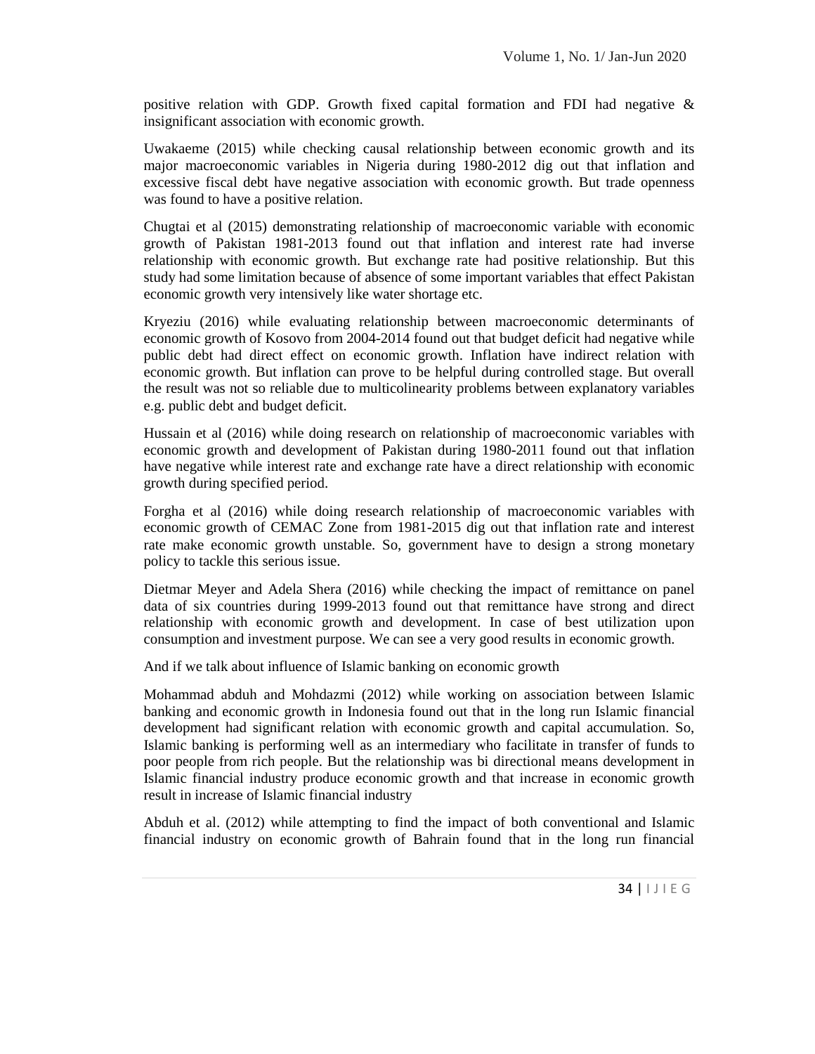positive relation with GDP. Growth fixed capital formation and FDI had negative & insignificant association with economic growth.

Uwakaeme (2015) while checking causal relationship between economic growth and its major macroeconomic variables in Nigeria during 1980-2012 dig out that inflation and excessive fiscal debt have negative association with economic growth. But trade openness was found to have a positive relation.

Chugtai et al (2015) demonstrating relationship of macroeconomic variable with economic growth of Pakistan 1981-2013 found out that inflation and interest rate had inverse relationship with economic growth. But exchange rate had positive relationship. But this study had some limitation because of absence of some important variables that effect Pakistan economic growth very intensively like water shortage etc.

Kryeziu (2016) while evaluating relationship between macroeconomic determinants of economic growth of Kosovo from 2004-2014 found out that budget deficit had negative while public debt had direct effect on economic growth. Inflation have indirect relation with economic growth. But inflation can prove to be helpful during controlled stage. But overall the result was not so reliable due to multicolinearity problems between explanatory variables e.g. public debt and budget deficit.

Hussain et al (2016) while doing research on relationship of macroeconomic variables with economic growth and development of Pakistan during 1980-2011 found out that inflation have negative while interest rate and exchange rate have a direct relationship with economic growth during specified period.

Forgha et al (2016) while doing research relationship of macroeconomic variables with economic growth of CEMAC Zone from 1981-2015 dig out that inflation rate and interest rate make economic growth unstable. So, government have to design a strong monetary policy to tackle this serious issue.

Dietmar Meyer and Adela Shera (2016) while checking the impact of remittance on panel data of six countries during 1999-2013 found out that remittance have strong and direct relationship with economic growth and development. In case of best utilization upon consumption and investment purpose. We can see a very good results in economic growth.

And if we talk about influence of Islamic banking on economic growth

Mohammad abduh and Mohdazmi (2012) while working on association between Islamic banking and economic growth in Indonesia found out that in the long run Islamic financial development had significant relation with economic growth and capital accumulation. So, Islamic banking is performing well as an intermediary who facilitate in transfer of funds to poor people from rich people. But the relationship was bi directional means development in Islamic financial industry produce economic growth and that increase in economic growth result in increase of Islamic financial industry

Abduh et al. (2012) while attempting to find the impact of both conventional and Islamic financial industry on economic growth of Bahrain found that in the long run financial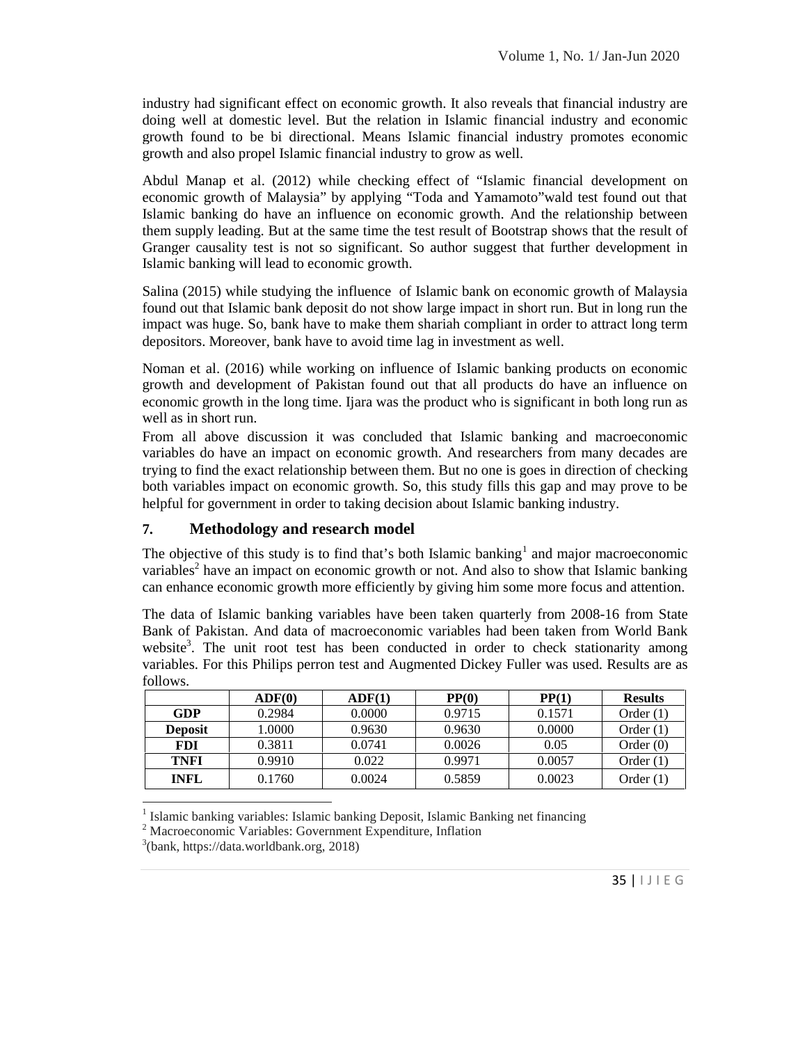industry had significant effect on economic growth. It also reveals that financial industry are doing well at domestic level. But the relation in Islamic financial industry and economic growth found to be bi directional. Means Islamic financial industry promotes economic growth and also propel Islamic financial industry to grow as well.

Abdul Manap et al. (2012) while checking effect of "Islamic financial development on economic growth of Malaysia" by applying "Toda and Yamamoto"wald test found out that Islamic banking do have an influence on economic growth. And the relationship between them supply leading. But at the same time the test result of Bootstrap shows that the result of Granger causality test is not so significant. So author suggest that further development in Islamic banking will lead to economic growth.

Salina (2015) while studying the influence of Islamic bank on economic growth of Malaysia found out that Islamic bank deposit do not show large impact in short run. But in long run the impact was huge. So, bank have to make them shariah compliant in order to attract long term depositors. Moreover, bank have to avoid time lag in investment as well.

Noman et al. (2016) while working on influence of Islamic banking products on economic growth and development of Pakistan found out that all products do have an influence on economic growth in the long time. Ijara was the product who is significant in both long run as well as in short run.

From all above discussion it was concluded that Islamic banking and macroeconomic variables do have an impact on economic growth. And researchers from many decades are trying to find the exact relationship between them. But no one is goes in direction of checking both variables impact on economic growth. So, this study fills this gap and may prove to be helpful for government in order to taking decision about Islamic banking industry.

## 7. Methodology and research model

The objective of this study is to find that's both Islamic banking[1] and major macroeconomic variables[2] have an impact on economic growth or not. And also to show that Islamic banking can enhance economic growth more efficiently by giving him some more focus and attention.

The data of Islamic banking variables have been taken quarterly from 2008-16 from State Bank of Pakistan. And data of macroeconomic variables had been taken from World Bank website[3]. The unit root test has been conducted in order to check stationarity among variables. For this Philips perron test and Augmented Dickey Fuller was used. Results are as follows.

| | ADF(0) | ADF(1) | PP(0) | PP(1) | Results |
|---|---|---|---|---|---|
| GDP | 0.2984 | 0.0000 | 0.9715 | 0.1571 | Order (1) |
| Deposit | 1.0000 | 0.9630 | 0.9630 | 0.0000 | Order (1) |
| FDI | 0.3811 | 0.0741 | 0.0026 | 0.05 | Order (0) |
| TNFI | 0.9910 | 0.022 | 0.9971 | 0.0057 | Order (1) |
| INFL | 0.1760 | 0.0024 | 0.5859 | 0.0023 | Order (1) |

[1] Islamic banking variables: Islamic banking Deposit, Islamic Banking net financing

[2] Macroeconomic Variables: Government Expenditure, Inflation

[3](bank, https://data.worldbank.org, 2018)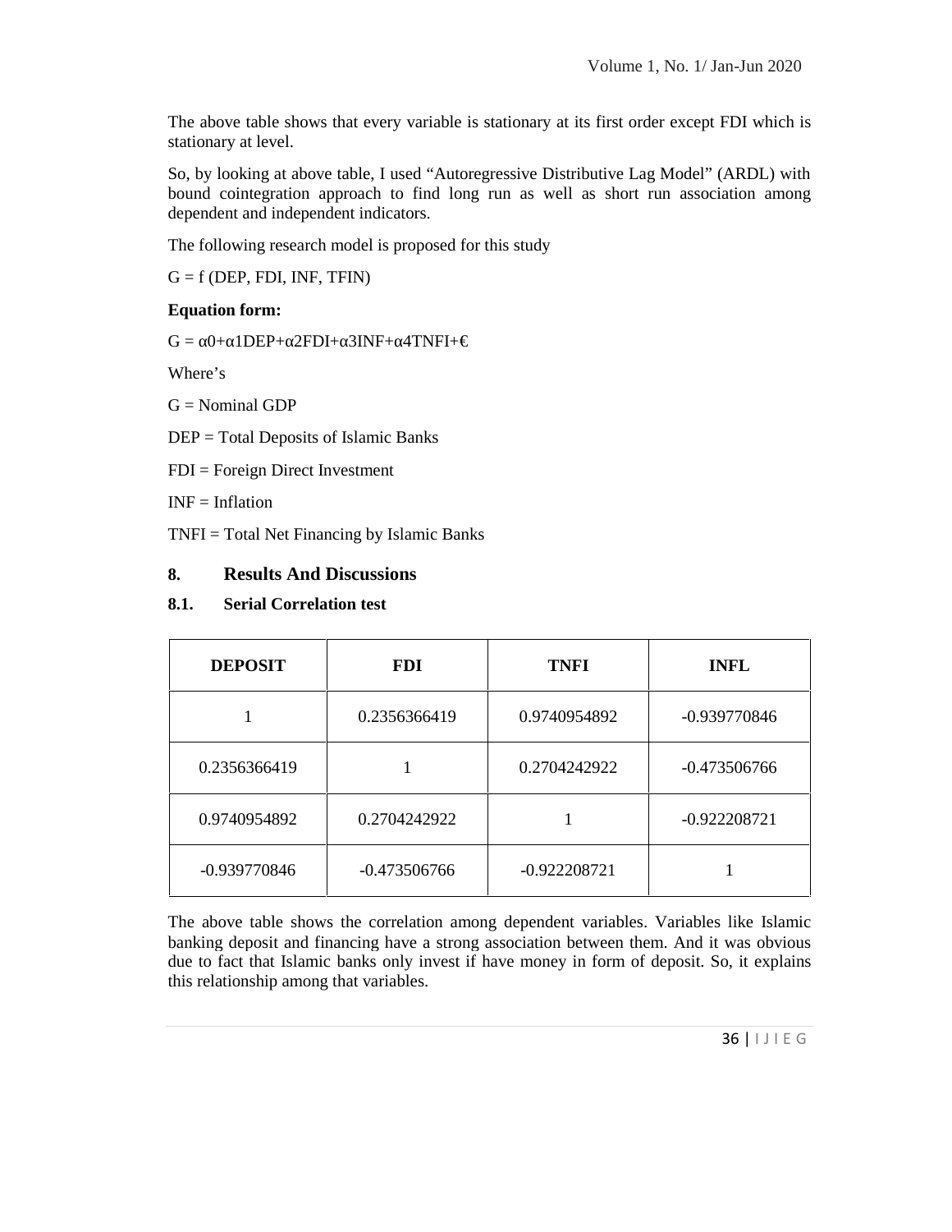The above table shows that every variable is stationary at its first order except FDI which is stationary at level.

So, by looking at above table, I used "Autoregressive Distributive Lag Model" (ARDL) with bound cointegration approach to find long run as well as short run association among dependent and independent indicators.

The following research model is proposed for this study

G = f (DEP, FDI, INF, TFIN)

**Equation form:**

$G = \alpha 0 + \alpha 1 DEP + \alpha 2 FDI + \alpha 3 INF + \alpha 4 TNFI + €$

Where's

G = Nominal GDP

DEP = Total Deposits of Islamic Banks

FDI = Foreign Direct Investment

INF = Inflation

TNFI = Total Net Financing by Islamic Banks

## 8. Results And Discussions

### 8.1. Serial Correlation test

| DEPOSIT | FDI | TNFI | INFL |
|---|---|---|---|
| 1 | 0.2356366419 | 0.9740954892 | -0.939770846 |
| 0.2356366419 | 1 | 0.2704242922 | -0.473506766 |
| 0.9740954892 | 0.2704242922 | 1 | -0.922208721 |
| -0.939770846 | -0.473506766 | -0.922208721 | 1 |

The above table shows the correlation among dependent variables. Variables like Islamic banking deposit and financing have a strong association between them. And it was obvious due to fact that Islamic banks only invest if have money in form of deposit. So, it explains this relationship among that variables.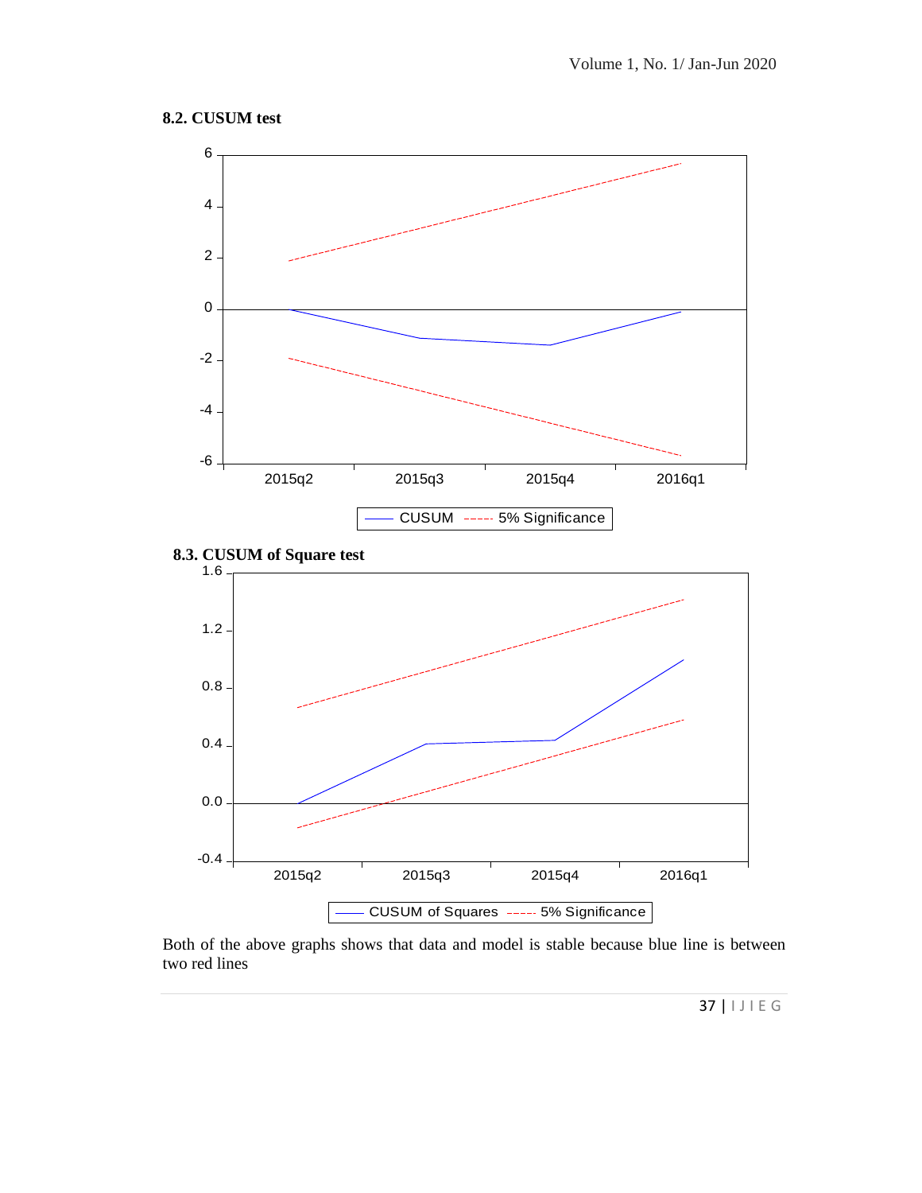### 8.2. CUSUM test

### 8.3. CUSUM of Square test

Both of the above graphs shows that data and model is stable because blue line is between two red lines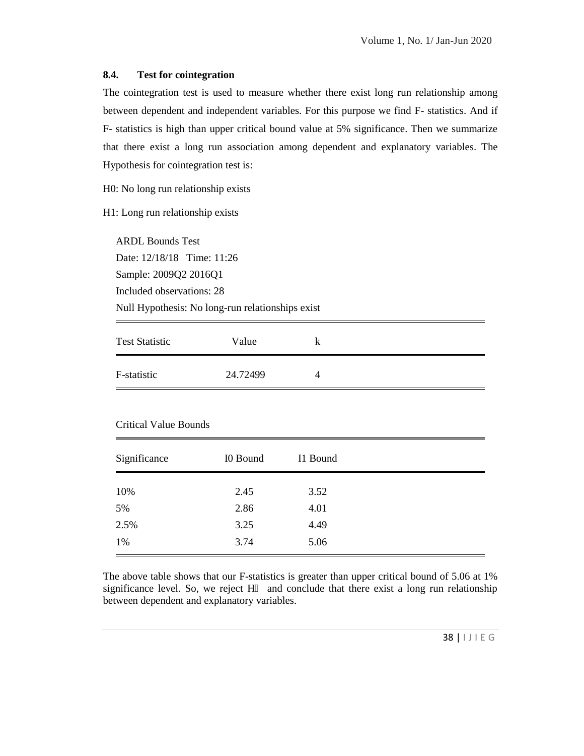### 8.4. Test for cointegration

The cointegration test is used to measure whether there exist long run relationship among between dependent and independent variables. For this purpose we find F- statistics. And if F- statistics is high than upper critical bound value at 5% significance. Then we summarize that there exist a long run association among dependent and explanatory variables. The Hypothesis for cointegration test is:

H0: No long run relationship exists

H1: Long run relationship exists

ARDL Bounds Test
Date: 12/18/18 Time: 11:26
Sample: 2009Q2 2016Q1
Included observations: 28
Null Hypothesis: No long-run relationships exist

| Test Statistic | Value | k |
|---|---|---|
| F-statistic | 24.72499 | 4 |

Critical Value Bounds

| Significance | I0 Bound | I1 Bound |
|---|---|---|
| 10% | 2.45 | 3.52 |
| 5% | 2.86 | 4.01 |
| 2.5% | 3.25 | 4.49 |
| 1% | 3.74 | 5.06 |

The above table shows that our F-statistics is greater than upper critical bound of 5.06 at 1% significance level. So, we reject $H_0$ and conclude that there exist a long run relationship between dependent and explanatory variables.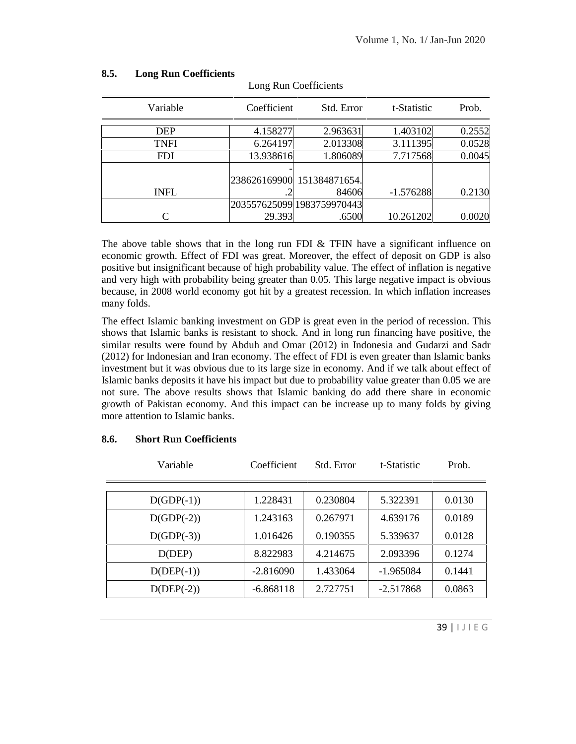### 8.5. Long Run Coefficients

Long Run Coefficients

| Variable | Coefficient | Std. Error | t-Statistic | Prob. |
|---|---|---|---|---|
| DEP | 4.158277 | 2.963631 | 1.403102 | 0.2552 |
| TNFI | 6.264197 | 2.013308 | 3.111395 | 0.0528 |
| FDI | 13.938616 | 1.806089 | 7.717568 | 0.0045 |
| INFL | -238626169900.2 | 151384871654.84606 | -1.576288 | 0.2130 |
| C | 20355762509929.393 | 1983759970443.6500 | 10.261202 | 0.0020 |

The above table shows that in the long run FDI & TFIN have a significant influence on economic growth. Effect of FDI was great. Moreover, the effect of deposit on GDP is also positive but insignificant because of high probability value. The effect of inflation is negative and very high with probability being greater than 0.05. This large negative impact is obvious because, in 2008 world economy got hit by a greatest recession. In which inflation increases many folds.

The effect Islamic banking investment on GDP is great even in the period of recession. This shows that Islamic banks is resistant to shock. And in long run financing have positive, the similar results were found by Abduh and Omar (2012) in Indonesia and Gudarzi and Sadr (2012) for Indonesian and Iran economy. The effect of FDI is even greater than Islamic banks investment but it was obvious due to its large size in economy. And if we talk about effect of Islamic banks deposits it have his impact but due to probability value greater than 0.05 we are not sure. The above results shows that Islamic banking do add there share in economic growth of Pakistan economy. And this impact can be increase up to many folds by giving more attention to Islamic banks.

### 8.6. Short Run Coefficients

| Variable | Coefficient | Std. Error | t-Statistic | Prob. |
|---|---|---|---|---|
| D(GDP(-1)) | 1.228431 | 0.230804 | 5.322391 | 0.0130 |
| D(GDP(-2)) | 1.243163 | 0.267971 | 4.639176 | 0.0189 |
| D(GDP(-3)) | 1.016426 | 0.190355 | 5.339637 | 0.0128 |
| D(DEP) | 8.822983 | 4.214675 | 2.093396 | 0.1274 |
| D(DEP(-1)) | -2.816090 | 1.433064 | -1.965084 | 0.1441 |
| D(DEP(-2)) | -6.868118 | 2.727751 | -2.517868 | 0.0863 |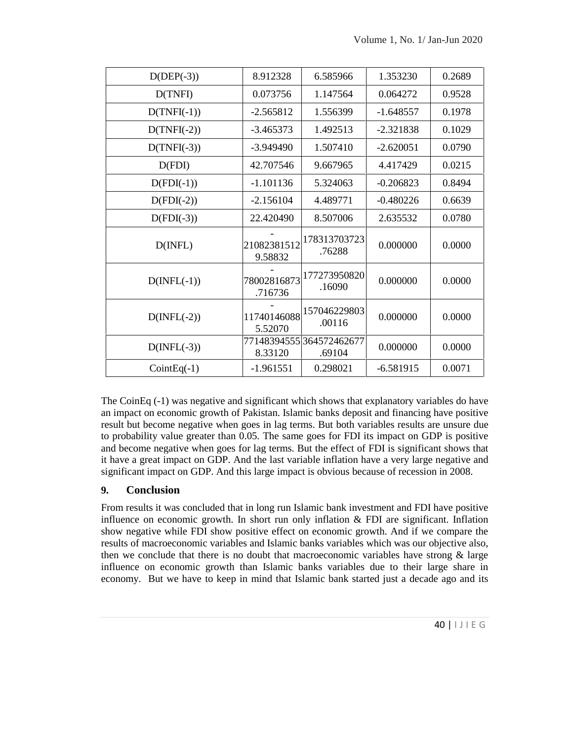| D(DEP(-3)) | 8.912328 | 6.585966 | 1.353230 | 0.2689 |
|---|---|---|---|---|
| D(TNFI) | 0.073756 | 1.147564 | 0.064272 | 0.9528 |
| D(TNFI(-1)) | -2.565812 | 1.556399 | -1.648557 | 0.1978 |
| D(TNFI(-2)) | -3.465373 | 1.492513 | -2.321838 | 0.1029 |
| D(TNFI(-3)) | -3.949490 | 1.507410 | -2.620051 | 0.0790 |
| D(FDI) | 42.707546 | 9.667965 | 4.417429 | 0.0215 |
| D(FDI(-1)) | -1.101136 | 5.324063 | -0.206823 | 0.8494 |
| D(FDI(-2)) | -2.156104 | 4.489771 | -0.480226 | 0.6639 |
| D(FDI(-3)) | 22.420490 | 8.507006 | 2.635532 | 0.0780 |
| D(INFL) | -210823815129.58832 | 178313703723.76288 | 0.000000 | 0.0000 |
| D(INFL(-1)) | -78002816873.716736 | 177273950820.16090 | 0.000000 | 0.0000 |
| D(INFL(-2)) | -117401460885.52070 | 157046229803.00116 | 0.000000 | 0.0000 |
| D(INFL(-3)) | 771483945558.33120 | 364572462677.69104 | 0.000000 | 0.0000 |
| CointEq(-1) | -1.961551 | 0.298021 | -6.581915 | 0.0071 |

The CoinEq (-1) was negative and significant which shows that explanatory variables do have an impact on economic growth of Pakistan. Islamic banks deposit and financing have positive result but become negative when goes in lag terms. But both variables results are unsure due to probability value greater than 0.05. The same goes for FDI its impact on GDP is positive and become negative when goes for lag terms. But the effect of FDI is significant shows that it have a great impact on GDP. And the last variable inflation have a very large negative and significant impact on GDP. And this large impact is obvious because of recession in 2008.

## 9. Conclusion

From results it was concluded that in long run Islamic bank investment and FDI have positive influence on economic growth. In short run only inflation & FDI are significant. Inflation show negative while FDI show positive effect on economic growth. And if we compare the results of macroeconomic variables and Islamic banks variables which was our objective also, then we conclude that there is no doubt that macroeconomic variables have strong & large influence on economic growth than Islamic banks variables due to their large share in economy. But we have to keep in mind that Islamic bank started just a decade ago and its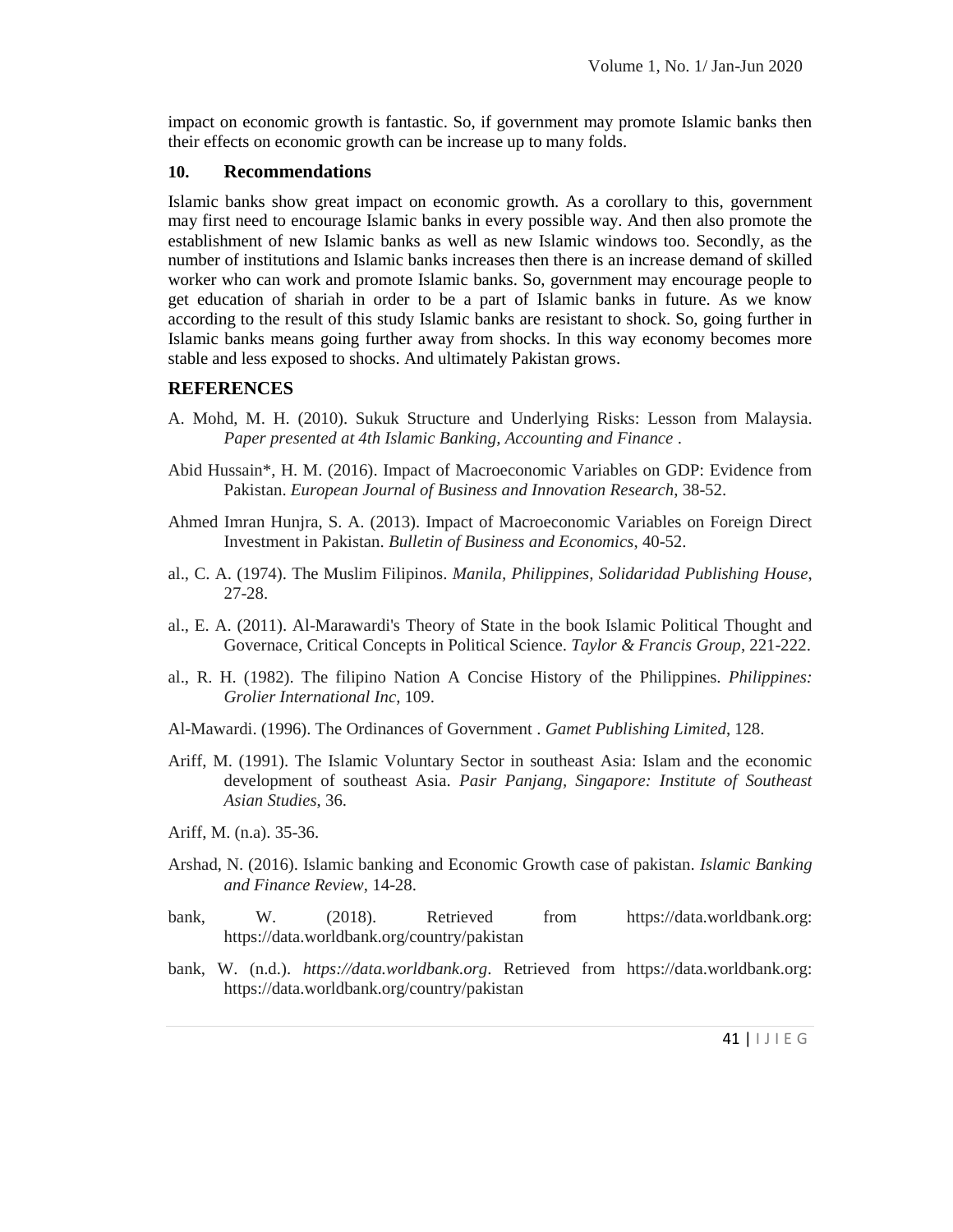impact on economic growth is fantastic. So, if government may promote Islamic banks then their effects on economic growth can be increase up to many folds.

## 10. Recommendations

Islamic banks show great impact on economic growth. As a corollary to this, government may first need to encourage Islamic banks in every possible way. And then also promote the establishment of new Islamic banks as well as new Islamic windows too. Secondly, as the number of institutions and Islamic banks increases then there is an increase demand of skilled worker who can work and promote Islamic banks. So, government may encourage people to get education of shariah in order to be a part of Islamic banks in future. As we know according to the result of this study Islamic banks are resistant to shock. So, going further in Islamic banks means going further away from shocks. In this way economy becomes more stable and less exposed to shocks. And ultimately Pakistan grows.

## REFERENCES

A. Mohd, M. H. (2010). Sukuk Structure and Underlying Risks: Lesson from Malaysia. *Paper presented at 4th Islamic Banking, Accounting and Finance* .

Abid Hussain*, H. M. (2016). Impact of Macroeconomic Variables on GDP: Evidence from Pakistan. *European Journal of Business and Innovation Research*, 38-52.

Ahmed Imran Hunjra, S. A. (2013). Impact of Macroeconomic Variables on Foreign Direct Investment in Pakistan. *Bulletin of Business and Economics*, 40-52.

al., C. A. (1974). The Muslim Filipinos. *Manila, Philippines, Solidaridad Publishing House*, 27-28.

al., E. A. (2011). Al-Marawardi's Theory of State in the book Islamic Political Thought and Governace, Critical Concepts in Political Science. *Taylor & Francis Group*, 221-222.

al., R. H. (1982). The filipino Nation A Concise History of the Philippines. *Philippines: Grolier International Inc*, 109.

Al-Mawardi. (1996). The Ordinances of Government . *Gamet Publishing Limited*, 128.

Ariff, M. (1991). The Islamic Voluntary Sector in southeast Asia: Islam and the economic development of southeast Asia. *Pasir Panjang, Singapore: Institute of Southeast Asian Studies*, 36.

Ariff, M. (n.a). 35-36.

Arshad, N. (2016). Islamic banking and Economic Growth case of pakistan. *Islamic Banking and Finance Review*, 14-28.

bank, W. (2018). Retrieved from https://data.worldbank.org: https://data.worldbank.org/country/pakistan

bank, W. (n.d.). *https://data.worldbank.org*. Retrieved from https://data.worldbank.org: https://data.worldbank.org/country/pakistan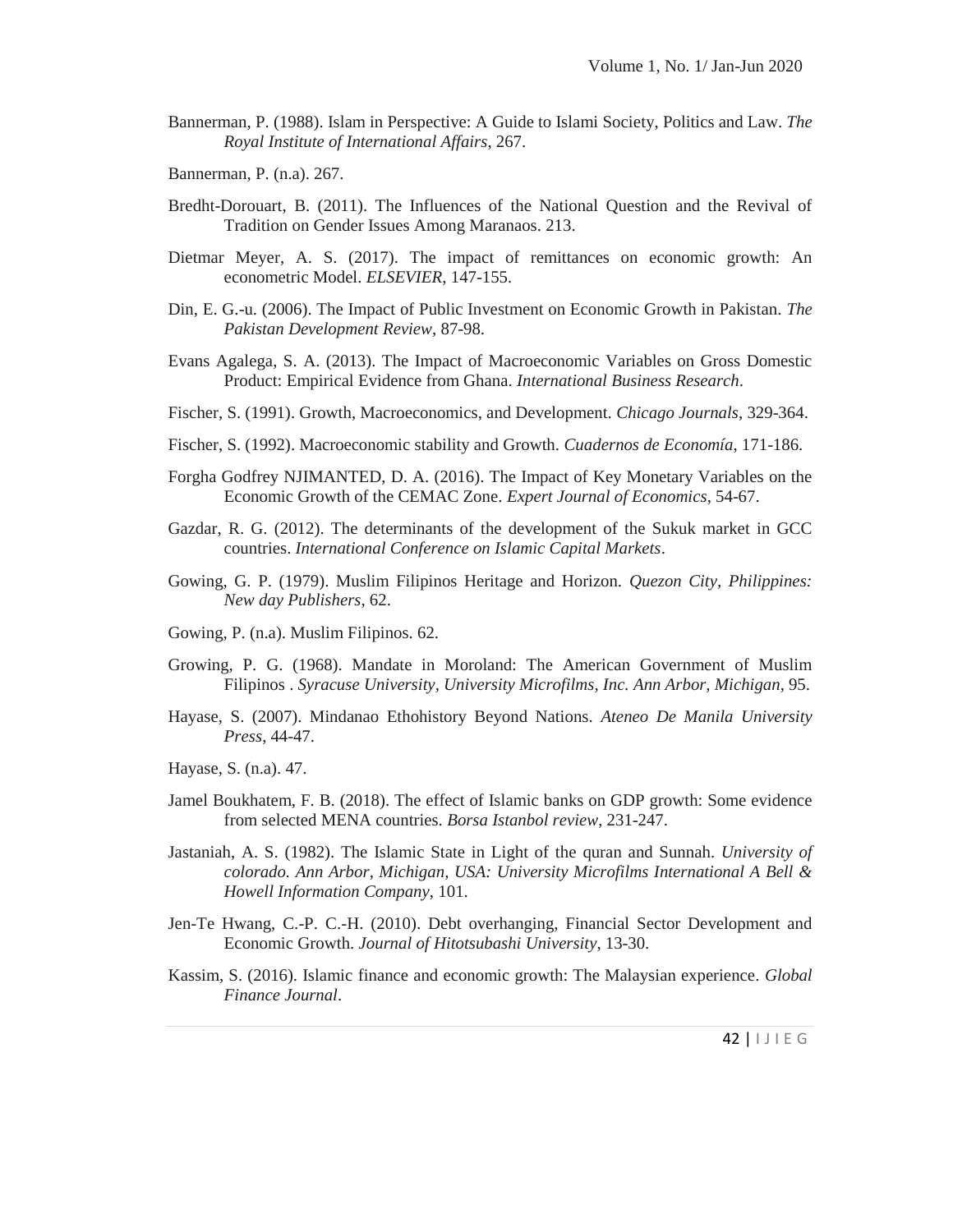Bannerman, P. (1988). Islam in Perspective: A Guide to Islami Society, Politics and Law. *The Royal Institute of International Affairs*, 267.

Bannerman, P. (n.a). 267.

Bredht-Dorouart, B. (2011). The Influences of the National Question and the Revival of Tradition on Gender Issues Among Maranaos. 213.

Dietmar Meyer, A. S. (2017). The impact of remittances on economic growth: An econometric Model. *ELSEVIER*, 147-155.

Din, E. G.-u. (2006). The Impact of Public Investment on Economic Growth in Pakistan. *The Pakistan Development Review*, 87-98.

Evans Agalega, S. A. (2013). The Impact of Macroeconomic Variables on Gross Domestic Product: Empirical Evidence from Ghana. *International Business Research*.

Fischer, S. (1991). Growth, Macroeconomics, and Development. *Chicago Journals*, 329-364.

Fischer, S. (1992). Macroeconomic stability and Growth. *Cuadernos de Economía*, 171-186.

Forgha Godfrey NJIMANTED, D. A. (2016). The Impact of Key Monetary Variables on the Economic Growth of the CEMAC Zone. *Expert Journal of Economics*, 54-67.

Gazdar, R. G. (2012). The determinants of the development of the Sukuk market in GCC countries. *International Conference on Islamic Capital Markets*.

Gowing, G. P. (1979). Muslim Filipinos Heritage and Horizon. *Quezon City, Philippines: New day Publishers*, 62.

Gowing, P. (n.a). Muslim Filipinos. 62.

Growing, P. G. (1968). Mandate in Moroland: The American Government of Muslim Filipinos . *Syracuse University, University Microfilms, Inc. Ann Arbor, Michigan*, 95.

Hayase, S. (2007). Mindanao Ethohistory Beyond Nations. *Ateneo De Manila University Press*, 44-47.

Hayase, S. (n.a). 47.

Jamel Boukhatem, F. B. (2018). The effect of Islamic banks on GDP growth: Some evidence from selected MENA countries. *Borsa Istanbol review*, 231-247.

Jastaniah, A. S. (1982). The Islamic State in Light of the quran and Sunnah. *University of colorado. Ann Arbor, Michigan, USA: University Microfilms International A Bell & Howell Information Company*, 101.

Jen-Te Hwang, C.-P. C.-H. (2010). Debt overhanging, Financial Sector Development and Economic Growth. *Journal of Hitotsubashi University*, 13-30.

Kassim, S. (2016). Islamic finance and economic growth: The Malaysian experience. *Global Finance Journal*.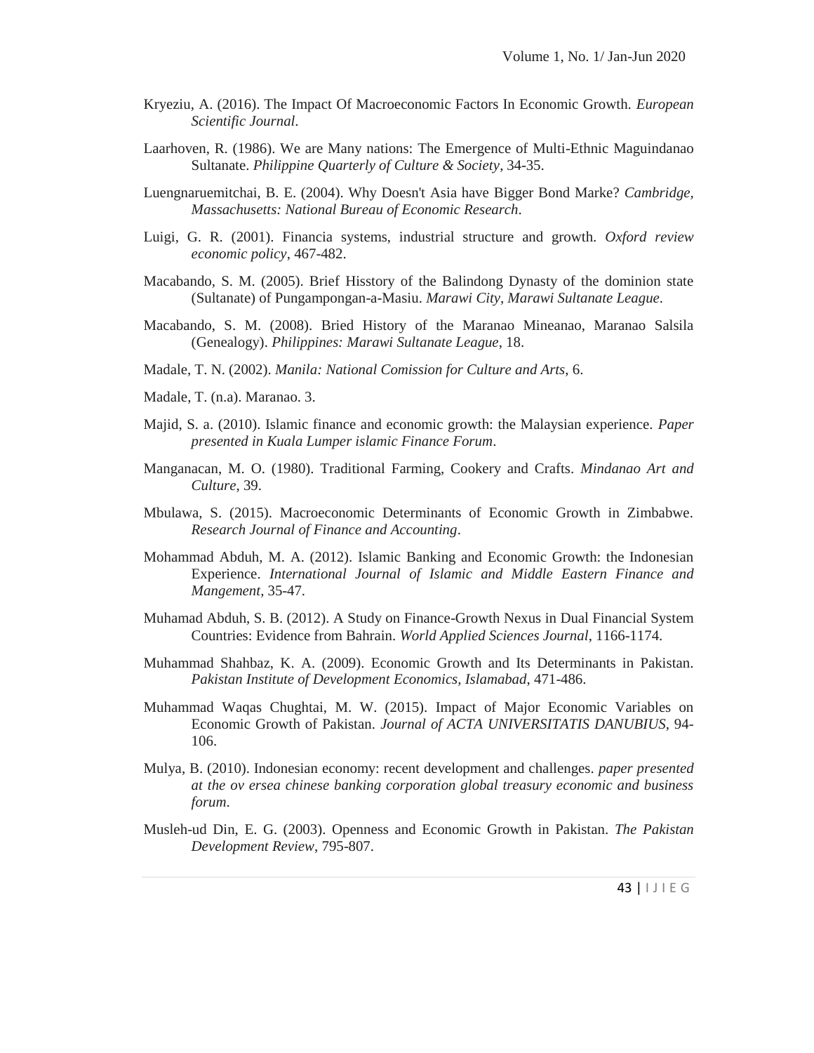Kryeziu, A. (2016). The Impact Of Macroeconomic Factors In Economic Growth. *European Scientific Journal*.

Laarhoven, R. (1986). We are Many nations: The Emergence of Multi-Ethnic Maguindanao Sultanate. *Philippine Quarterly of Culture & Society*, 34-35.

Luengnaruemitchai, B. E. (2004). Why Doesn't Asia have Bigger Bond Marke? *Cambridge, Massachusetts: National Bureau of Economic Research*.

Luigi, G. R. (2001). Financia systems, industrial structure and growth. *Oxford review economic policy*, 467-482.

Macabando, S. M. (2005). Brief Hisstory of the Balindong Dynasty of the dominion state (Sultanate) of Pungampongan-a-Masiu. *Marawi City, Marawi Sultanate League*.

Macabando, S. M. (2008). Bried History of the Maranao Mineanao, Maranao Salsila (Genealogy). *Philippines: Marawi Sultanate League*, 18.

Madale, T. N. (2002). *Manila: National Comission for Culture and Arts*, 6.

Madale, T. (n.a). Maranao. 3.

Majid, S. a. (2010). Islamic finance and economic growth: the Malaysian experience. *Paper presented in Kuala Lumper islamic Finance Forum*.

Manganacan, M. O. (1980). Traditional Farming, Cookery and Crafts. *Mindanao Art and Culture*, 39.

Mbulawa, S. (2015). Macroeconomic Determinants of Economic Growth in Zimbabwe. *Research Journal of Finance and Accounting*.

Mohammad Abduh, M. A. (2012). Islamic Banking and Economic Growth: the Indonesian Experience. *International Journal of Islamic and Middle Eastern Finance and Mangement*, 35-47.

Muhamad Abduh, S. B. (2012). A Study on Finance-Growth Nexus in Dual Financial System Countries: Evidence from Bahrain. *World Applied Sciences Journal*, 1166-1174.

Muhammad Shahbaz, K. A. (2009). Economic Growth and Its Determinants in Pakistan. *Pakistan Institute of Development Economics, Islamabad*, 471-486.

Muhammad Waqas Chughtai, M. W. (2015). Impact of Major Economic Variables on Economic Growth of Pakistan. *Journal of ACTA UNIVERSITATIS DANUBIUS*, 94-106.

Mulya, B. (2010). Indonesian economy: recent development and challenges. *paper presented at the ov ersea chinese banking corporation global treasury economic and business forum*.

Musleh-ud Din, E. G. (2003). Openness and Economic Growth in Pakistan. *The Pakistan Development Review*, 795-807.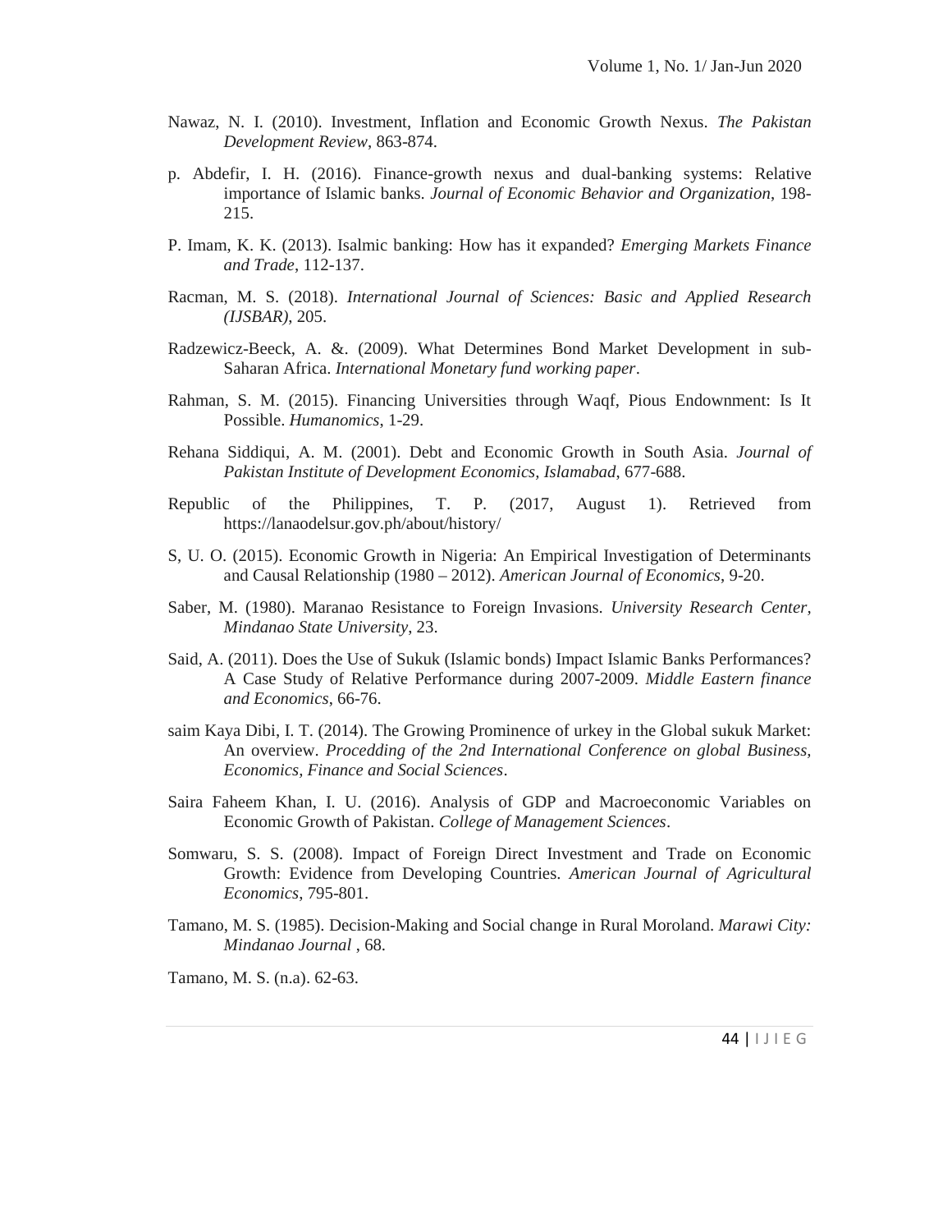Nawaz, N. I. (2010). Investment, Inflation and Economic Growth Nexus. *The Pakistan Development Review*, 863-874.

p. Abdefir, I. H. (2016). Finance-growth nexus and dual-banking systems: Relative importance of Islamic banks. *Journal of Economic Behavior and Organization*, 198-215.

P. Imam, K. K. (2013). Isalmic banking: How has it expanded? *Emerging Markets Finance and Trade*, 112-137.

Racman, M. S. (2018). *International Journal of Sciences: Basic and Applied Research (IJSBAR)*, 205.

Radzewicz-Beeck, A. &. (2009). What Determines Bond Market Development in sub-Saharan Africa. *International Monetary fund working paper*.

Rahman, S. M. (2015). Financing Universities through Waqf, Pious Endownment: Is It Possible. *Humanomics*, 1-29.

Rehana Siddiqui, A. M. (2001). Debt and Economic Growth in South Asia. *Journal of Pakistan Institute of Development Economics, Islamabad*, 677-688.

Republic of the Philippines, T. P. (2017, August 1). Retrieved from https://lanaodelsur.gov.ph/about/history/

S, U. O. (2015). Economic Growth in Nigeria: An Empirical Investigation of Determinants and Causal Relationship (1980 – 2012). *American Journal of Economics*, 9-20.

Saber, M. (1980). Maranao Resistance to Foreign Invasions. *University Research Center, Mindanao State University*, 23.

Said, A. (2011). Does the Use of Sukuk (Islamic bonds) Impact Islamic Banks Performances? A Case Study of Relative Performance during 2007-2009. *Middle Eastern finance and Economics*, 66-76.

saim Kaya Dibi, I. T. (2014). The Growing Prominence of urkey in the Global sukuk Market: An overview. *Procedding of the 2nd International Conference on global Business, Economics, Finance and Social Sciences*.

Saira Faheem Khan, I. U. (2016). Analysis of GDP and Macroeconomic Variables on Economic Growth of Pakistan. *College of Management Sciences*.

Somwaru, S. S. (2008). Impact of Foreign Direct Investment and Trade on Economic Growth: Evidence from Developing Countries. *American Journal of Agricultural Economics*, 795-801.

Tamano, M. S. (1985). Decision-Making and Social change in Rural Moroland. *Marawi City: Mindanao Journal* , 68.

Tamano, M. S. (n.a). 62-63.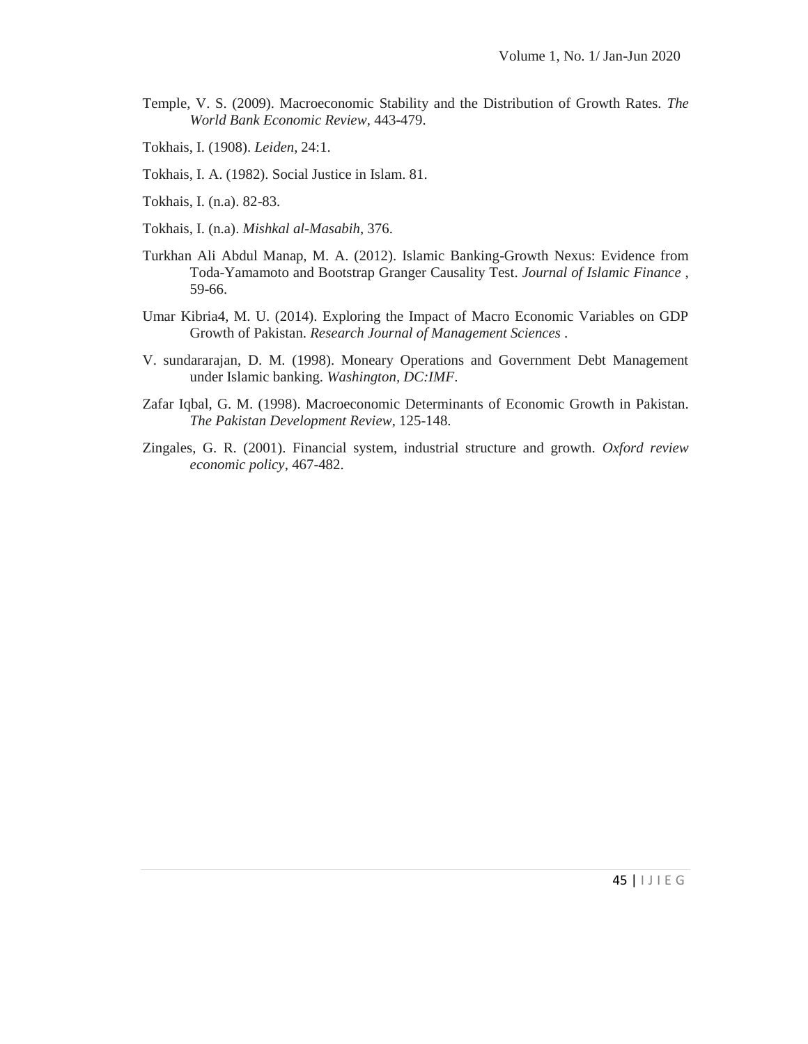Temple, V. S. (2009). Macroeconomic Stability and the Distribution of Growth Rates. *The World Bank Economic Review*, 443-479.

Tokhais, I. (1908). *Leiden*, 24:1.

Tokhais, I. A. (1982). Social Justice in Islam. 81.

Tokhais, I. (n.a). 82-83.

Tokhais, I. (n.a). *Mishkal al-Masabih*, 376.

Turkhan Ali Abdul Manap, M. A. (2012). Islamic Banking-Growth Nexus: Evidence from Toda-Yamamoto and Bootstrap Granger Causality Test. *Journal of Islamic Finance* , 59-66.

Umar Kibria4, M. U. (2014). Exploring the Impact of Macro Economic Variables on GDP Growth of Pakistan. *Research Journal of Management Sciences* .

V. sundararajan, D. M. (1998). Moneary Operations and Government Debt Management under Islamic banking. *Washington, DC:IMF*.

Zafar Iqbal, G. M. (1998). Macroeconomic Determinants of Economic Growth in Pakistan. *The Pakistan Development Review*, 125-148.

Zingales, G. R. (2001). Financial system, industrial structure and growth. *Oxford review economic policy*, 467-482.